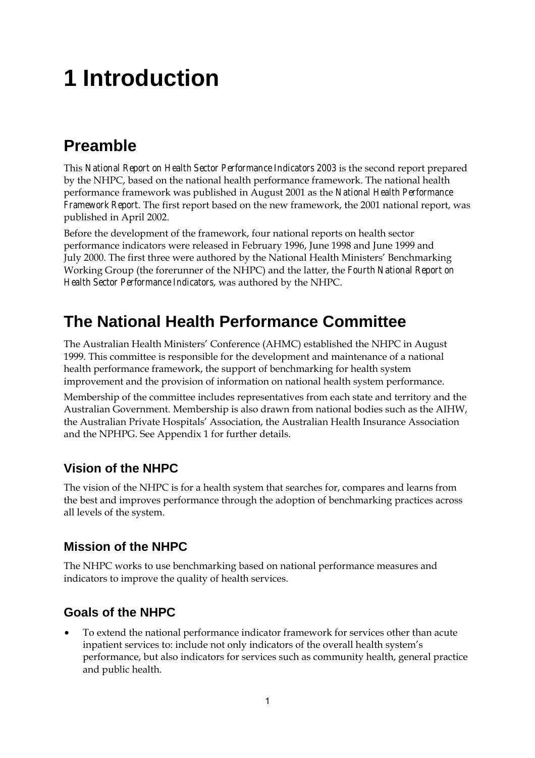# 1 Introduction

## Preamble

This *National Report on Health Sector Performance Indicators 2003* is the second report prepared by the NHPC, based on the national health performance framework. The national health performance framework was published in August 2001 as the *National Health Performance Framework Report*. The first report based on the new framework, the 2001 national report, was published in April 2002.

Before the development of the framework, four national reports on health sector performance indicators were released in February 1996, June 1998 and June 1999 and July 2000. The first three were authored by the National Health Ministers' Benchmarking Working Group (the forerunner of the NHPC) and the latter, the *Fourth National Report on Health Sector Performance Indicators*, was authored by the NHPC.

## The National Health Performance Committee

The Australian Health Ministers' Conference (AHMC) established the NHPC in August 1999. This committee is responsible for the development and maintenance of a national health performance framework, the support of benchmarking for health system improvement and the provision of information on national health system performance.

Membership of the committee includes representatives from each state and territory and the Australian Government. Membership is also drawn from national bodies such as the AIHW, the Australian Private Hospitals' Association, the Australian Health Insurance Association and the NPHPG. See Appendix 1 for further details.

### Vision of the NHPC

The vision of the NHPC is for a health system that searches for, compares and learns from the best and improves performance through the adoption of benchmarking practices across all levels of the system.

### Mission of the NHPC

The NHPC works to use benchmarking based on national performance measures and indicators to improve the quality of health services.

### Goals of the NHPC

- To extend the national performance indicator framework for services other than acute inpatient services to: include not only indicators of the overall health system's performance, but also indicators for services such as community health, general practice and public health.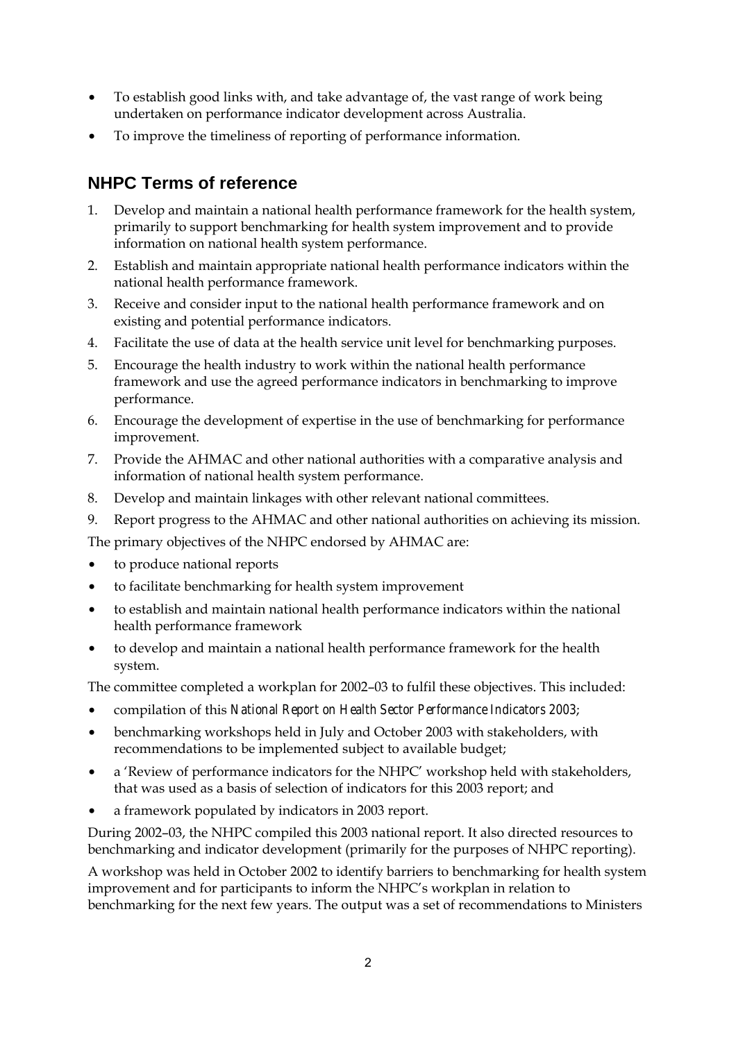- To establish good links with, and take advantage of, the vast range of work being undertaken on performance indicator development across Australia.
- To improve the timeliness of reporting of performance information.

## NHPC Terms of reference

1. Develop and maintain a national health performance framework for the health system, primarily to support benchmarking for health system improvement and to provide information on national health system performance.
2. Establish and maintain appropriate national health performance indicators within the national health performance framework.
3. Receive and consider input to the national health performance framework and on existing and potential performance indicators.
4. Facilitate the use of data at the health service unit level for benchmarking purposes.
5. Encourage the health industry to work within the national health performance framework and use the agreed performance indicators in benchmarking to improve performance.
6. Encourage the development of expertise in the use of benchmarking for performance improvement.
7. Provide the AHMAC and other national authorities with a comparative analysis and information of national health system performance.
8. Develop and maintain linkages with other relevant national committees.
9. Report progress to the AHMAC and other national authorities on achieving its mission.

The primary objectives of the NHPC endorsed by AHMAC are:

- to produce national reports
- to facilitate benchmarking for health system improvement
- to establish and maintain national health performance indicators within the national health performance framework
- to develop and maintain a national health performance framework for the health system.

The committee completed a workplan for 2002–03 to fulfil these objectives. This included:

- compilation of this *National Report on Health Sector Performance Indicators 2003*;
- benchmarking workshops held in July and October 2003 with stakeholders, with recommendations to be implemented subject to available budget;
- a 'Review of performance indicators for the NHPC' workshop held with stakeholders, that was used as a basis of selection of indicators for this 2003 report; and
- a framework populated by indicators in 2003 report.

During 2002–03, the NHPC compiled this 2003 national report. It also directed resources to benchmarking and indicator development (primarily for the purposes of NHPC reporting).

A workshop was held in October 2002 to identify barriers to benchmarking for health system improvement and for participants to inform the NHPC's workplan in relation to benchmarking for the next few years. The output was a set of recommendations to Ministers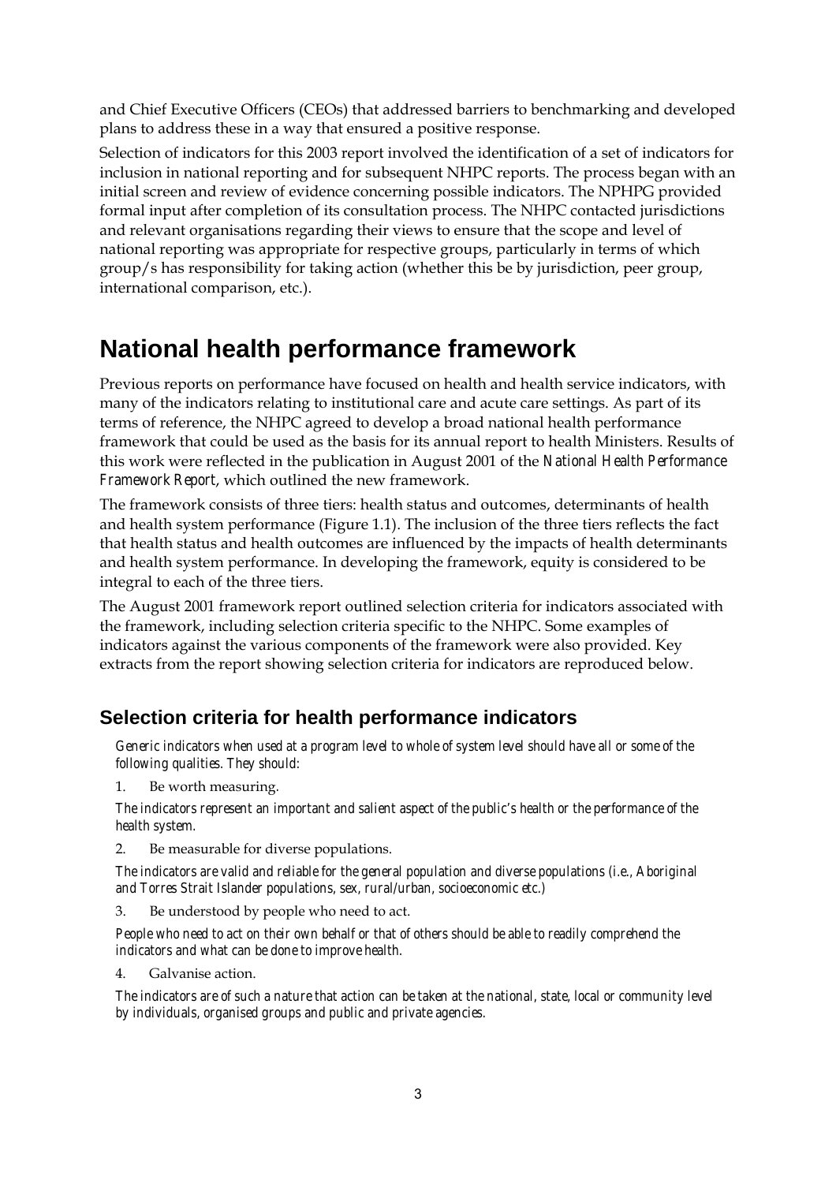and Chief Executive Officers (CEOs) that addressed barriers to benchmarking and developed plans to address these in a way that ensured a positive response.

Selection of indicators for this 2003 report involved the identification of a set of indicators for inclusion in national reporting and for subsequent NHPC reports. The process began with an initial screen and review of evidence concerning possible indicators. The NPHPG provided formal input after completion of its consultation process. The NHPC contacted jurisdictions and relevant organisations regarding their views to ensure that the scope and level of national reporting was appropriate for respective groups, particularly in terms of which group/s has responsibility for taking action (whether this be by jurisdiction, peer group, international comparison, etc.).

# National health performance framework

Previous reports on performance have focused on health and health service indicators, with many of the indicators relating to institutional care and acute care settings. As part of its terms of reference, the NHPC agreed to develop a broad national health performance framework that could be used as the basis for its annual report to health Ministers. Results of this work were reflected in the publication in August 2001 of the *National Health Performance Framework Report*, which outlined the new framework.

The framework consists of three tiers: health status and outcomes, determinants of health and health system performance (Figure 1.1). The inclusion of the three tiers reflects the fact that health status and health outcomes are influenced by the impacts of health determinants and health system performance. In developing the framework, equity is considered to be integral to each of the three tiers.

The August 2001 framework report outlined selection criteria for indicators associated with the framework, including selection criteria specific to the NHPC. Some examples of indicators against the various components of the framework were also provided. Key extracts from the report showing selection criteria for indicators are reproduced below.

## Selection criteria for health performance indicators

*Generic indicators when used at a program level to whole of system level should have all or some of the following qualities. They should:*

1. Be worth measuring.

*The indicators represent an important and salient aspect of the public's health or the performance of the health system.*

2. Be measurable for diverse populations.

*The indicators are valid and reliable for the general population and diverse populations (i.e., Aboriginal and Torres Strait Islander populations, sex, rural/urban, socioeconomic etc.)*

3. Be understood by people who need to act.

*People who need to act on their own behalf or that of others should be able to readily comprehend the indicators and what can be done to improve health.*

4. Galvanise action.

*The indicators are of such a nature that action can be taken at the national, state, local or community level by individuals, organised groups and public and private agencies.*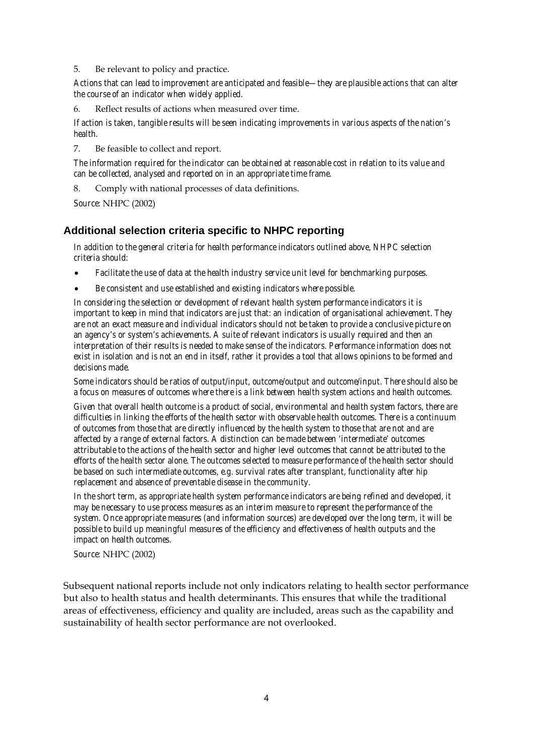5. Be relevant to policy and practice.

*Actions that can lead to improvement are anticipated and feasible—they are plausible actions that can alter the course of an indicator when widely applied.*

6. Reflect results of actions when measured over time.

*If action is taken, tangible results will be seen indicating improvements in various aspects of the nation's health.*

7. Be feasible to collect and report.

*The information required for the indicator can be obtained at reasonable cost in relation to its value and can be collected, analysed and reported on in an appropriate time frame.*

8. Comply with national processes of data definitions.

*Source:* NHPC (2002)

## Additional selection criteria specific to NHPC reporting

*In addition to the general criteria for health performance indicators outlined above, NHPC selection criteria should:*

- *Facilitate the use of data at the health industry service unit level for benchmarking purposes.*
- *Be consistent and use established and existing indicators where possible.*

*In considering the selection or development of relevant health system performance indicators it is important to keep in mind that indicators are just that: an indication of organisational achievement. They are not an exact measure and individual indicators should not be taken to provide a conclusive picture on an agency's or system's achievements. A suite of relevant indicators is usually required and then an interpretation of their results is needed to make sense of the indicators. Performance information does not exist in isolation and is not an end in itself, rather it provides a tool that allows opinions to be formed and decisions made.*

*Some indicators should be ratios of output/input, outcome/output and outcome/input. There should also be a focus on measures of outcomes where there is a link between health system actions and health outcomes.*

*Given that overall health outcome is a product of social, environmental and health system factors, there are difficulties in linking the efforts of the health sector with observable health outcomes. There is a continuum of outcomes from those that are directly influenced by the health system to those that are not and are affected by a range of external factors. A distinction can be made between 'intermediate' outcomes attributable to the actions of the health sector and higher level outcomes that cannot be attributed to the efforts of the health sector alone. The outcomes selected to measure performance of the health sector should be based on such intermediate outcomes, e.g. survival rates after transplant, functionality after hip replacement and absence of preventable disease in the community.*

*In the short term, as appropriate health system performance indicators are being refined and developed, it may be necessary to use process measures as an interim measure to represent the performance of the system. Once appropriate measures (and information sources) are developed over the long term, it will be possible to build up meaningful measures of the efficiency and effectiveness of health outputs and the impact on health outcomes.*

*Source:* NHPC (2002)

Subsequent national reports include not only indicators relating to health sector performance but also to health status and health determinants. This ensures that while the traditional areas of effectiveness, efficiency and quality are included, areas such as the capability and sustainability of health sector performance are not overlooked.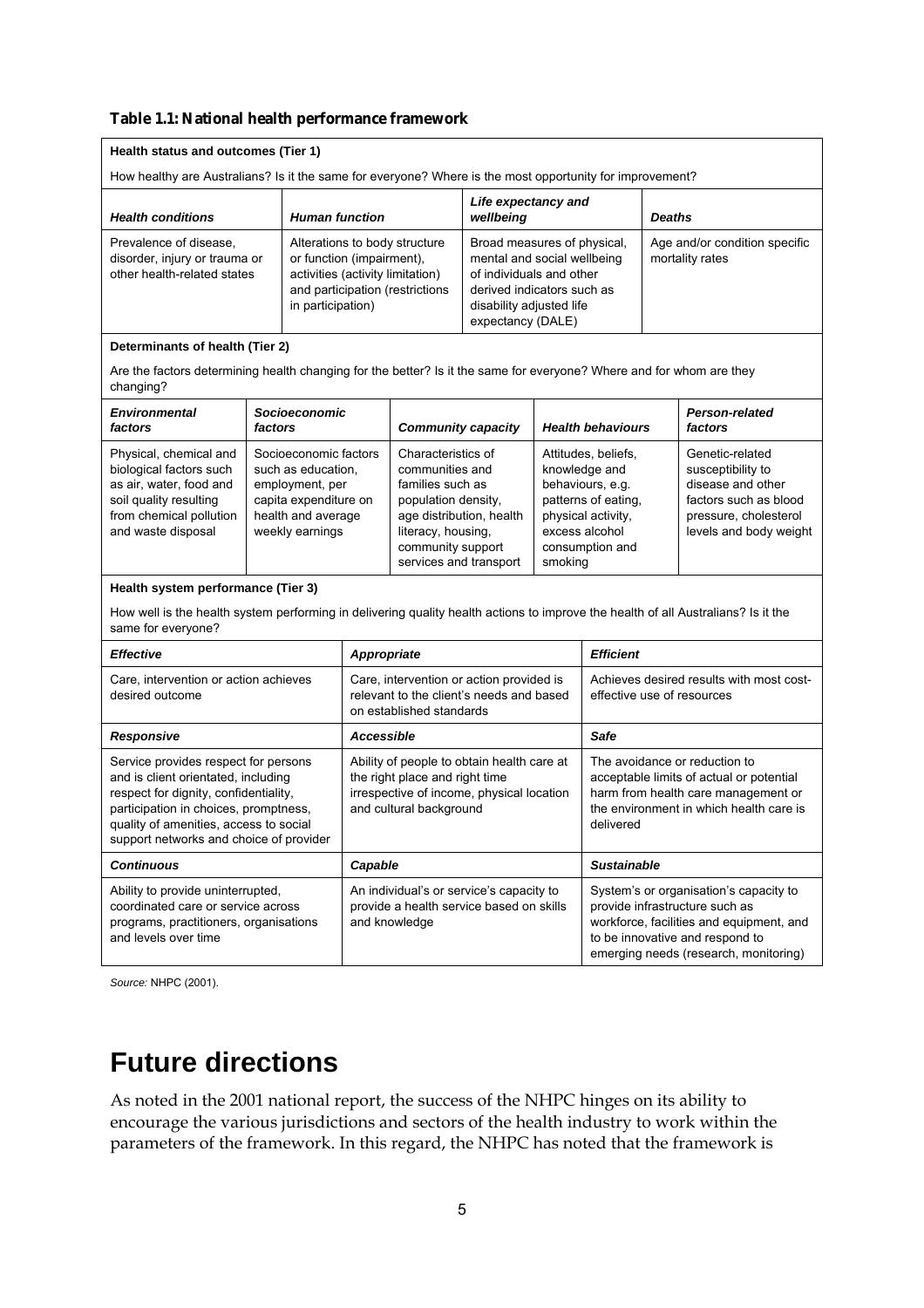**Table 1.1: National health performance framework**

| **Health status and outcomes (Tier 1)** | | | |
|---|---|---|---|
| How healthy are Australians? Is it the same for everyone? Where is the most opportunity for improvement? | | | |
| ***Health conditions*** | ***Human function*** | ***Life expectancy and wellbeing*** | ***Deaths*** |
| Prevalence of disease, disorder, injury or trauma or other health-related states | Alterations to body structure or function (impairment), activities (activity limitation) and participation (restrictions in participation) | Broad measures of physical, mental and social wellbeing of individuals and other derived indicators such as disability adjusted life expectancy (DALE) | Age and/or condition specific mortality rates |

| **Determinants of health (Tier 2)** | | | | |
|---|---|---|---|---|
| Are the factors determining health changing for the better? Is it the same for everyone? Where and for whom are they changing? | | | | |
| ***Environmental factors*** | ***Socioeconomic factors*** | ***Community capacity*** | ***Health behaviours*** | ***Person-related factors*** |
| Physical, chemical and biological factors such as air, water, food and soil quality resulting from chemical pollution and waste disposal | Socioeconomic factors such as education, employment, per capita expenditure on health and average weekly earnings | Characteristics of communities and families such as population density, age distribution, health literacy, housing, community support services and transport | Attitudes, beliefs, knowledge and behaviours, e.g. patterns of eating, physical activity, excess alcohol consumption and smoking | Genetic-related susceptibility to disease and other factors such as blood pressure, cholesterol levels and body weight |

| **Health system performance (Tier 3)** | | |
|---|---|---|
| How well is the health system performing in delivering quality health actions to improve the health of all Australians? Is it the same for everyone? | | |
| ***Effective*** | ***Appropriate*** | ***Efficient*** |
| Care, intervention or action achieves desired outcome | Care, intervention or action provided is relevant to the client's needs and based on established standards | Achieves desired results with most cost-effective use of resources |
| ***Responsive*** | ***Accessible*** | ***Safe*** |
| Service provides respect for persons and is client orientated, including respect for dignity, confidentiality, participation in choices, promptness, quality of amenities, access to social support networks and choice of provider | Ability of people to obtain health care at the right place and right time irrespective of income, physical location and cultural background | The avoidance or reduction to acceptable limits of actual or potential harm from health care management or the environment in which health care is delivered |
| ***Continuous*** | ***Capable*** | ***Sustainable*** |
| Ability to provide uninterrupted, coordinated care or service across programs, practitioners, organisations and levels over time | An individual's or service's capacity to provide a health service based on skills and knowledge | System's or organisation's capacity to provide infrastructure such as workforce, facilities and equipment, and to be innovative and respond to emerging needs (research, monitoring) |

*Source:* NHPC (2001).

# Future directions

As noted in the 2001 national report, the success of the NHPC hinges on its ability to encourage the various jurisdictions and sectors of the health industry to work within the parameters of the framework. In this regard, the NHPC has noted that the framework is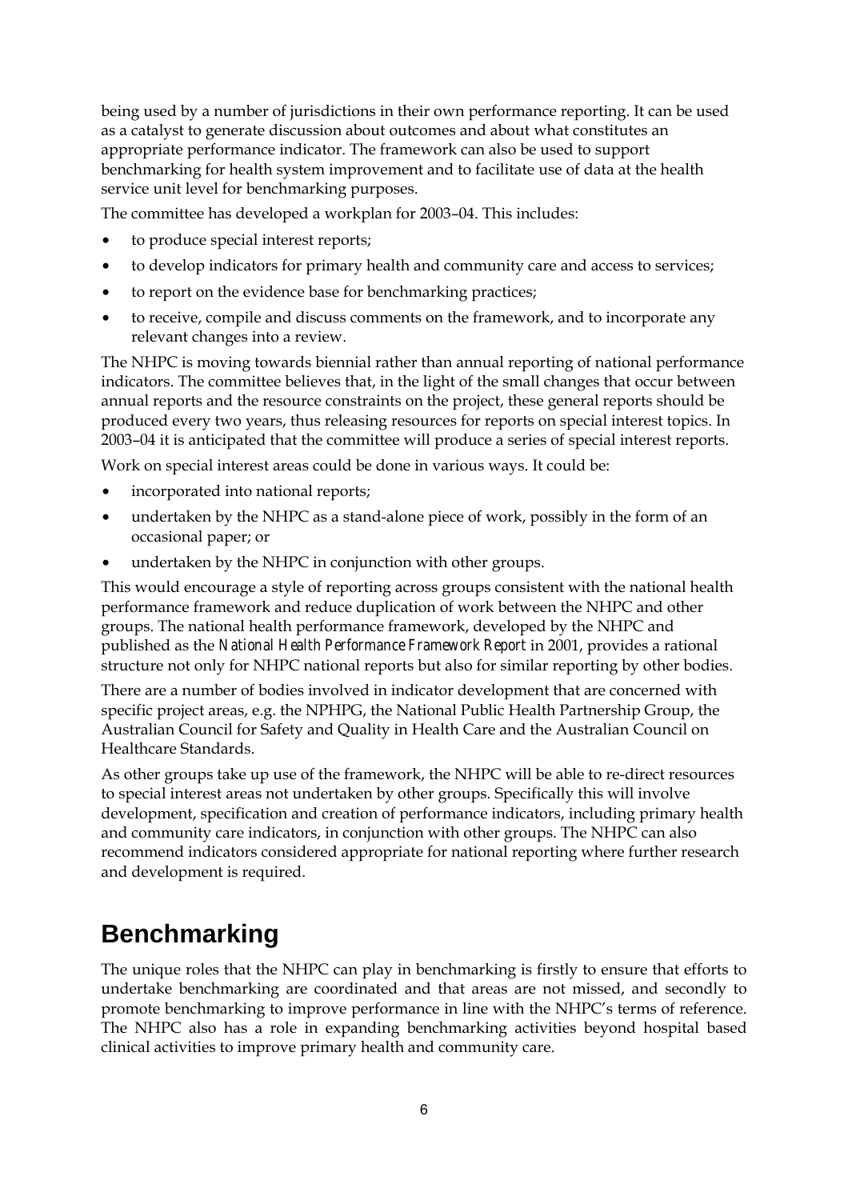being used by a number of jurisdictions in their own performance reporting. It can be used as a catalyst to generate discussion about outcomes and about what constitutes an appropriate performance indicator. The framework can also be used to support benchmarking for health system improvement and to facilitate use of data at the health service unit level for benchmarking purposes.

The committee has developed a workplan for 2003–04. This includes:

- to produce special interest reports;
- to develop indicators for primary health and community care and access to services;
- to report on the evidence base for benchmarking practices;
- to receive, compile and discuss comments on the framework, and to incorporate any relevant changes into a review.

The NHPC is moving towards biennial rather than annual reporting of national performance indicators. The committee believes that, in the light of the small changes that occur between annual reports and the resource constraints on the project, these general reports should be produced every two years, thus releasing resources for reports on special interest topics. In 2003–04 it is anticipated that the committee will produce a series of special interest reports.

Work on special interest areas could be done in various ways. It could be:

- incorporated into national reports;
- undertaken by the NHPC as a stand-alone piece of work, possibly in the form of an occasional paper; or
- undertaken by the NHPC in conjunction with other groups.

This would encourage a style of reporting across groups consistent with the national health performance framework and reduce duplication of work between the NHPC and other groups. The national health performance framework, developed by the NHPC and published as the *National Health Performance Framework Report* in 2001, provides a rational structure not only for NHPC national reports but also for similar reporting by other bodies.

There are a number of bodies involved in indicator development that are concerned with specific project areas, e.g. the NPHPG, the National Public Health Partnership Group, the Australian Council for Safety and Quality in Health Care and the Australian Council on Healthcare Standards.

As other groups take up use of the framework, the NHPC will be able to re-direct resources to special interest areas not undertaken by other groups. Specifically this will involve development, specification and creation of performance indicators, including primary health and community care indicators, in conjunction with other groups. The NHPC can also recommend indicators considered appropriate for national reporting where further research and development is required.

## Benchmarking

The unique roles that the NHPC can play in benchmarking is firstly to ensure that efforts to undertake benchmarking are coordinated and that areas are not missed, and secondly to promote benchmarking to improve performance in line with the NHPC's terms of reference. The NHPC also has a role in expanding benchmarking activities beyond hospital based clinical activities to improve primary health and community care.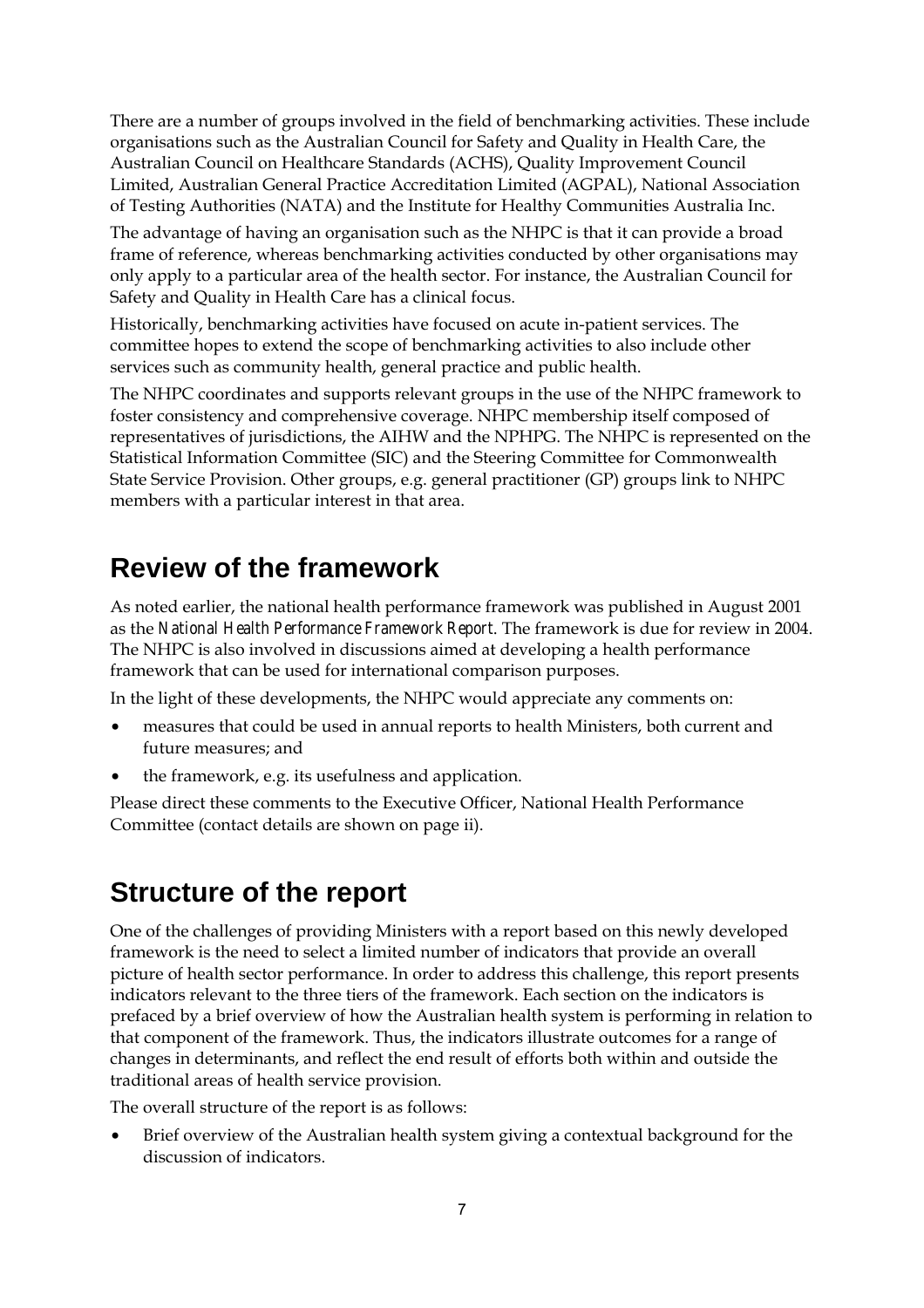There are a number of groups involved in the field of benchmarking activities. These include organisations such as the Australian Council for Safety and Quality in Health Care, the Australian Council on Healthcare Standards (ACHS), Quality Improvement Council Limited, Australian General Practice Accreditation Limited (AGPAL), National Association of Testing Authorities (NATA) and the Institute for Healthy Communities Australia Inc.

The advantage of having an organisation such as the NHPC is that it can provide a broad frame of reference, whereas benchmarking activities conducted by other organisations may only apply to a particular area of the health sector. For instance, the Australian Council for Safety and Quality in Health Care has a clinical focus.

Historically, benchmarking activities have focused on acute in-patient services. The committee hopes to extend the scope of benchmarking activities to also include other services such as community health, general practice and public health.

The NHPC coordinates and supports relevant groups in the use of the NHPC framework to foster consistency and comprehensive coverage. NHPC membership itself composed of representatives of jurisdictions, the AIHW and the NPHPG. The NHPC is represented on the Statistical Information Committee (SIC) and the Steering Committee for Commonwealth State Service Provision. Other groups, e.g. general practitioner (GP) groups link to NHPC members with a particular interest in that area.

## Review of the framework

As noted earlier, the national health performance framework was published in August 2001 as the *National Health Performance Framework Report*. The framework is due for review in 2004. The NHPC is also involved in discussions aimed at developing a health performance framework that can be used for international comparison purposes.

In the light of these developments, the NHPC would appreciate any comments on:

- measures that could be used in annual reports to health Ministers, both current and future measures; and
- the framework, e.g. its usefulness and application.

Please direct these comments to the Executive Officer, National Health Performance Committee (contact details are shown on page ii).

## Structure of the report

One of the challenges of providing Ministers with a report based on this newly developed framework is the need to select a limited number of indicators that provide an overall picture of health sector performance. In order to address this challenge, this report presents indicators relevant to the three tiers of the framework. Each section on the indicators is prefaced by a brief overview of how the Australian health system is performing in relation to that component of the framework. Thus, the indicators illustrate outcomes for a range of changes in determinants, and reflect the end result of efforts both within and outside the traditional areas of health service provision.

The overall structure of the report is as follows:

- Brief overview of the Australian health system giving a contextual background for the discussion of indicators.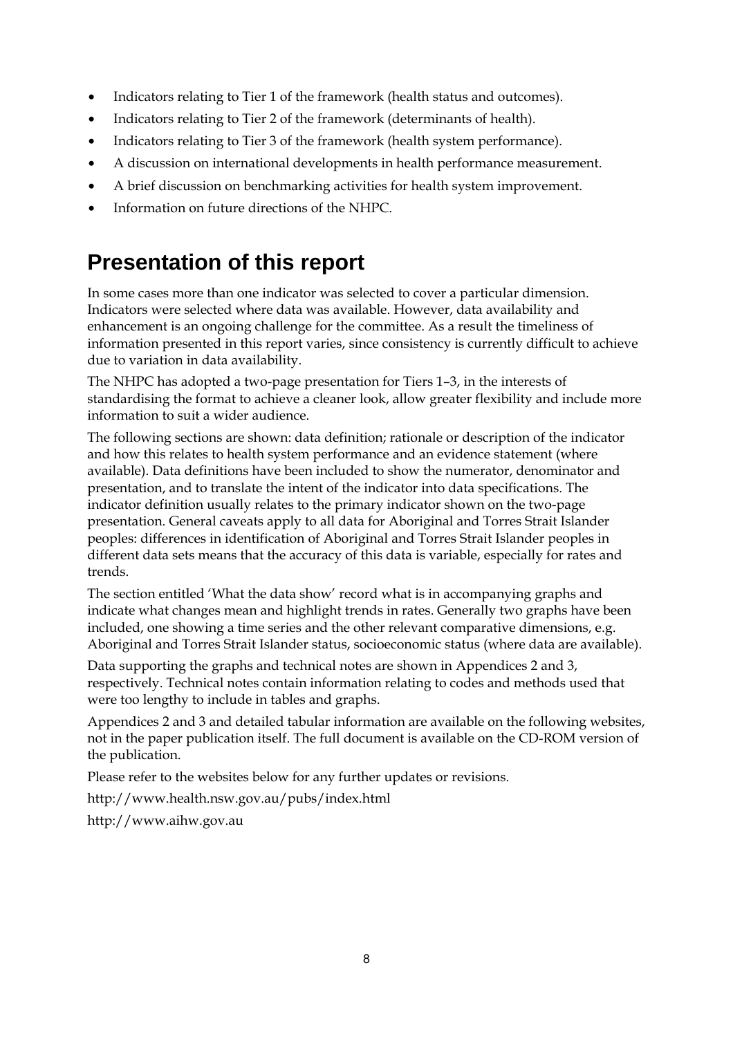- Indicators relating to Tier 1 of the framework (health status and outcomes).
- Indicators relating to Tier 2 of the framework (determinants of health).
- Indicators relating to Tier 3 of the framework (health system performance).
- A discussion on international developments in health performance measurement.
- A brief discussion on benchmarking activities for health system improvement.
- Information on future directions of the NHPC.

## Presentation of this report

In some cases more than one indicator was selected to cover a particular dimension. Indicators were selected where data was available. However, data availability and enhancement is an ongoing challenge for the committee. As a result the timeliness of information presented in this report varies, since consistency is currently difficult to achieve due to variation in data availability.

The NHPC has adopted a two-page presentation for Tiers 1–3, in the interests of standardising the format to achieve a cleaner look, allow greater flexibility and include more information to suit a wider audience.

The following sections are shown: data definition; rationale or description of the indicator and how this relates to health system performance and an evidence statement (where available). Data definitions have been included to show the numerator, denominator and presentation, and to translate the intent of the indicator into data specifications. The indicator definition usually relates to the primary indicator shown on the two-page presentation. General caveats apply to all data for Aboriginal and Torres Strait Islander peoples: differences in identification of Aboriginal and Torres Strait Islander peoples in different data sets means that the accuracy of this data is variable, especially for rates and trends.

The section entitled 'What the data show' record what is in accompanying graphs and indicate what changes mean and highlight trends in rates. Generally two graphs have been included, one showing a time series and the other relevant comparative dimensions, e.g. Aboriginal and Torres Strait Islander status, socioeconomic status (where data are available).

Data supporting the graphs and technical notes are shown in Appendices 2 and 3, respectively. Technical notes contain information relating to codes and methods used that were too lengthy to include in tables and graphs.

Appendices 2 and 3 and detailed tabular information are available on the following websites, not in the paper publication itself. The full document is available on the CD-ROM version of the publication.

Please refer to the websites below for any further updates or revisions.

http://www.health.nsw.gov.au/pubs/index.html

http://www.aihw.gov.au